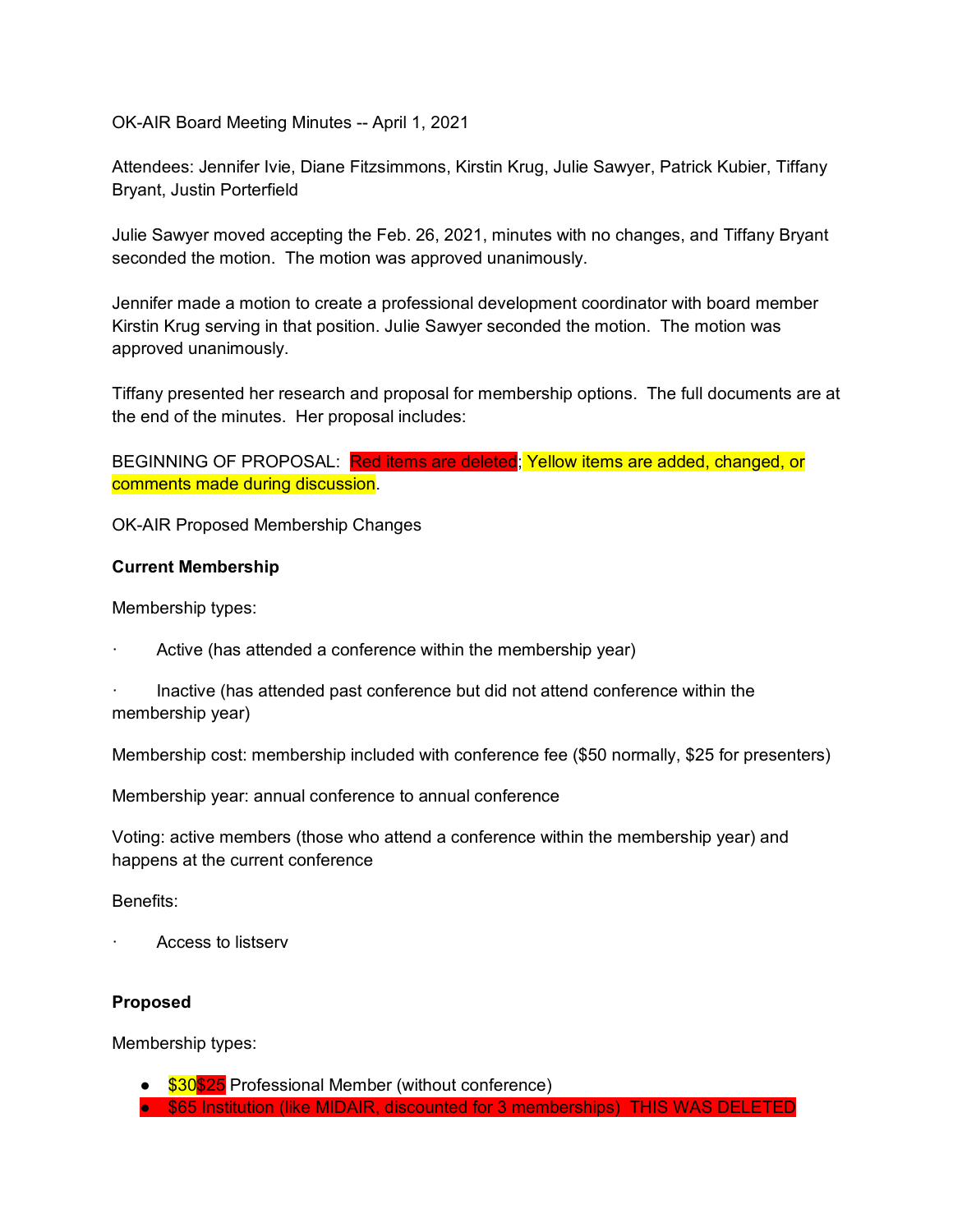OK-AIR Board Meeting Minutes -- April 1, 2021

Attendees: Jennifer Ivie, Diane Fitzsimmons, Kirstin Krug, Julie Sawyer, Patrick Kubier, Tiffany Bryant, Justin Porterfield

Julie Sawyer moved accepting the Feb. 26, 2021, minutes with no changes, and Tiffany Bryant seconded the motion. The motion was approved unanimously.

Jennifer made a motion to create a professional development coordinator with board member Kirstin Krug serving in that position. Julie Sawyer seconded the motion. The motion was approved unanimously.

Tiffany presented her research and proposal for membership options. The full documents are at the end of the minutes. Her proposal includes:

BEGINNING OF PROPOSAL: Red items are deleted; Yellow items are added, changed, or comments made during discussion.

OK-AIR Proposed Membership Changes

**Current Membership**

Membership types:

- Active (has attended a conference within the membership year)
- Inactive (has attended past conference but did not attend conference within the membership year)

Membership cost: membership included with conference fee ($50 normally, $25 for presenters)

Membership year: annual conference to annual conference

Voting: active members (those who attend a conference within the membership year) and happens at the current conference

Benefits:

- Access to listserv

**Proposed**

Membership types:

- $30~~$25~~ Professional Member (without conference)
- ~~$65 Institution (like MIDAIR, discounted for 3 memberships) THIS WAS DELETED~~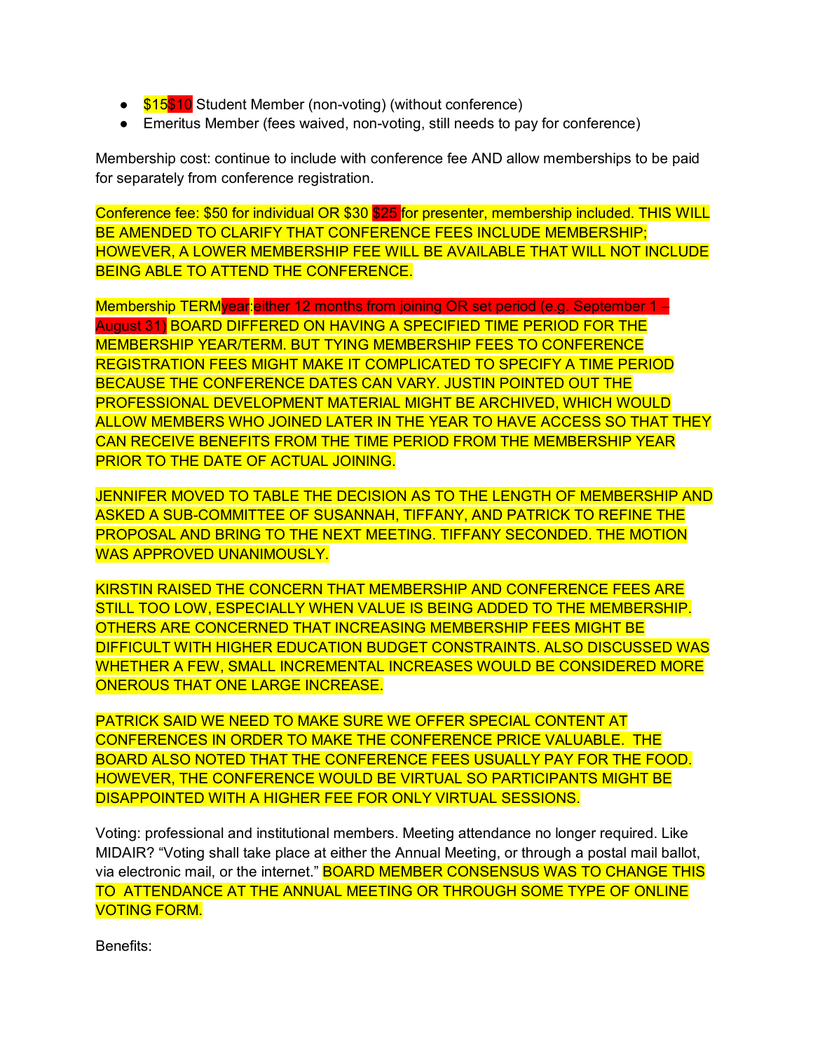- $15$10 Student Member (non-voting) (without conference)
- Emeritus Member (fees waived, non-voting, still needs to pay for conference)

Membership cost: continue to include with conference fee AND allow memberships to be paid for separately from conference registration.

Conference fee: $50 for individual OR $30 $25 for presenter, membership included. THIS WILL BE AMENDED TO CLARIFY THAT CONFERENCE FEES INCLUDE MEMBERSHIP; HOWEVER, A LOWER MEMBERSHIP FEE WILL BE AVAILABLE THAT WILL NOT INCLUDE BEING ABLE TO ATTEND THE CONFERENCE.

Membership TERMyear:either 12 months from joining OR set period (e.g. September 1 – August 31) BOARD DIFFERED ON HAVING A SPECIFIED TIME PERIOD FOR THE MEMBERSHIP YEAR/TERM. BUT TYING MEMBERSHIP FEES TO CONFERENCE REGISTRATION FEES MIGHT MAKE IT COMPLICATED TO SPECIFY A TIME PERIOD BECAUSE THE CONFERENCE DATES CAN VARY. JUSTIN POINTED OUT THE PROFESSIONAL DEVELOPMENT MATERIAL MIGHT BE ARCHIVED, WHICH WOULD ALLOW MEMBERS WHO JOINED LATER IN THE YEAR TO HAVE ACCESS SO THAT THEY CAN RECEIVE BENEFITS FROM THE TIME PERIOD FROM THE MEMBERSHIP YEAR PRIOR TO THE DATE OF ACTUAL JOINING.

JENNIFER MOVED TO TABLE THE DECISION AS TO THE LENGTH OF MEMBERSHIP AND ASKED A SUB-COMMITTEE OF SUSANNAH, TIFFANY, AND PATRICK TO REFINE THE PROPOSAL AND BRING TO THE NEXT MEETING. TIFFANY SECONDED. THE MOTION WAS APPROVED UNANIMOUSLY.

KIRSTIN RAISED THE CONCERN THAT MEMBERSHIP AND CONFERENCE FEES ARE STILL TOO LOW, ESPECIALLY WHEN VALUE IS BEING ADDED TO THE MEMBERSHIP. OTHERS ARE CONCERNED THAT INCREASING MEMBERSHIP FEES MIGHT BE DIFFICULT WITH HIGHER EDUCATION BUDGET CONSTRAINTS. ALSO DISCUSSED WAS WHETHER A FEW, SMALL INCREMENTAL INCREASES WOULD BE CONSIDERED MORE ONEROUS THAT ONE LARGE INCREASE.

PATRICK SAID WE NEED TO MAKE SURE WE OFFER SPECIAL CONTENT AT CONFERENCES IN ORDER TO MAKE THE CONFERENCE PRICE VALUABLE. THE BOARD ALSO NOTED THAT THE CONFERENCE FEES USUALLY PAY FOR THE FOOD. HOWEVER, THE CONFERENCE WOULD BE VIRTUAL SO PARTICIPANTS MIGHT BE DISAPPOINTED WITH A HIGHER FEE FOR ONLY VIRTUAL SESSIONS.

Voting: professional and institutional members. Meeting attendance no longer required. Like MIDAIR? "Voting shall take place at either the Annual Meeting, or through a postal mail ballot, via electronic mail, or the internet." BOARD MEMBER CONSENSUS WAS TO CHANGE THIS TO ATTENDANCE AT THE ANNUAL MEETING OR THROUGH SOME TYPE OF ONLINE VOTING FORM.

Benefits: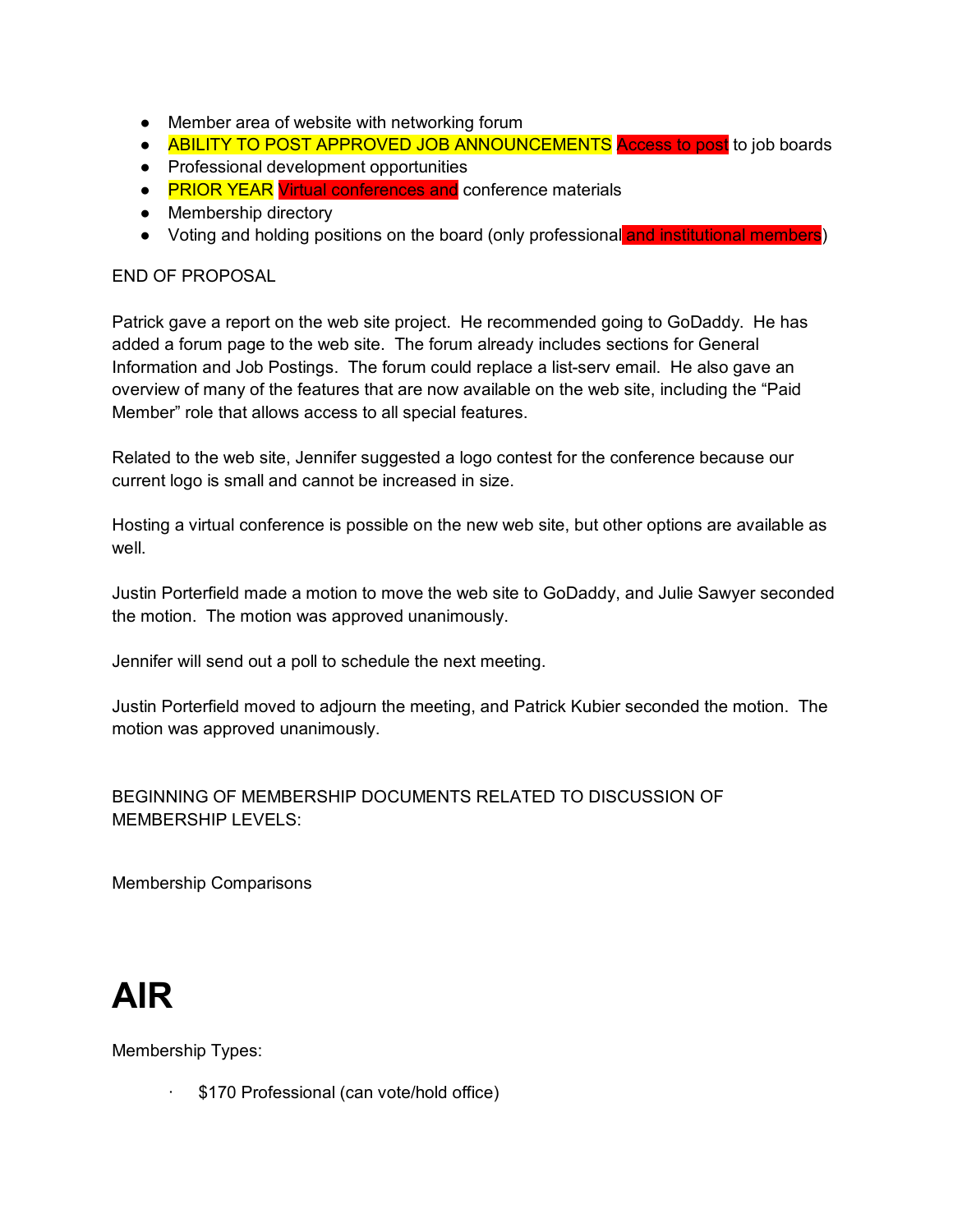- Member area of website with networking forum
- ABILITY TO POST APPROVED JOB ANNOUNCEMENTS Access to post to job boards
- Professional development opportunities
- PRIOR YEAR Virtual conferences and conference materials
- Membership directory
- Voting and holding positions on the board (only professional and institutional members)

END OF PROPOSAL

Patrick gave a report on the web site project. He recommended going to GoDaddy. He has added a forum page to the web site. The forum already includes sections for General Information and Job Postings. The forum could replace a list-serv email. He also gave an overview of many of the features that are now available on the web site, including the "Paid Member" role that allows access to all special features.

Related to the web site, Jennifer suggested a logo contest for the conference because our current logo is small and cannot be increased in size.

Hosting a virtual conference is possible on the new web site, but other options are available as well.

Justin Porterfield made a motion to move the web site to GoDaddy, and Julie Sawyer seconded the motion. The motion was approved unanimously.

Jennifer will send out a poll to schedule the next meeting.

Justin Porterfield moved to adjourn the meeting, and Patrick Kubier seconded the motion. The motion was approved unanimously.

BEGINNING OF MEMBERSHIP DOCUMENTS RELATED TO DISCUSSION OF MEMBERSHIP LEVELS:

Membership Comparisons

# AIR

Membership Types:

- $170 Professional (can vote/hold office)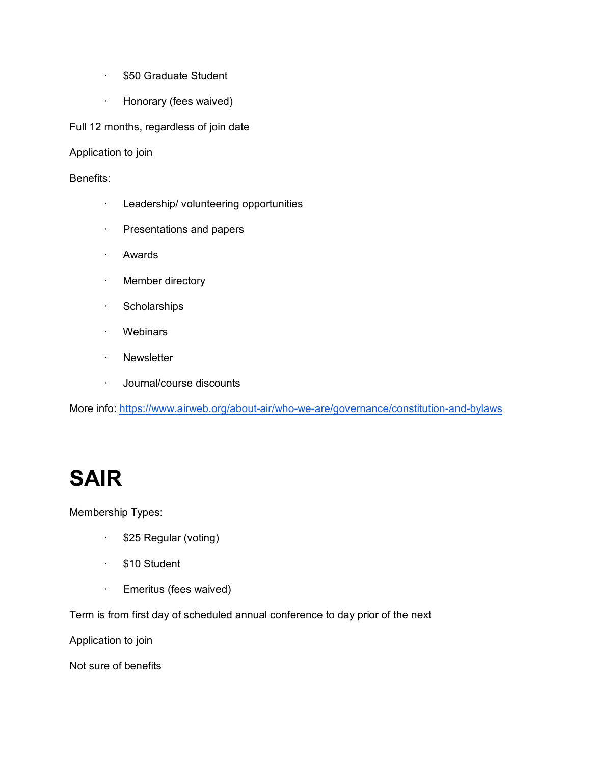- $50 Graduate Student
- Honorary (fees waived)

Full 12 months, regardless of join date

Application to join

Benefits:

- Leadership/ volunteering opportunities
- Presentations and papers
- Awards
- Member directory
- Scholarships
- Webinars
- Newsletter
- Journal/course discounts

More info: [https://www.airweb.org/about-air/who-we-are/governance/constitution-and-bylaws](https://www.airweb.org/about-air/who-we-are/governance/constitution-and-bylaws)

# SAIR

Membership Types:

- $25 Regular (voting)
- $10 Student
- Emeritus (fees waived)

Term is from first day of scheduled annual conference to day prior of the next

Application to join

Not sure of benefits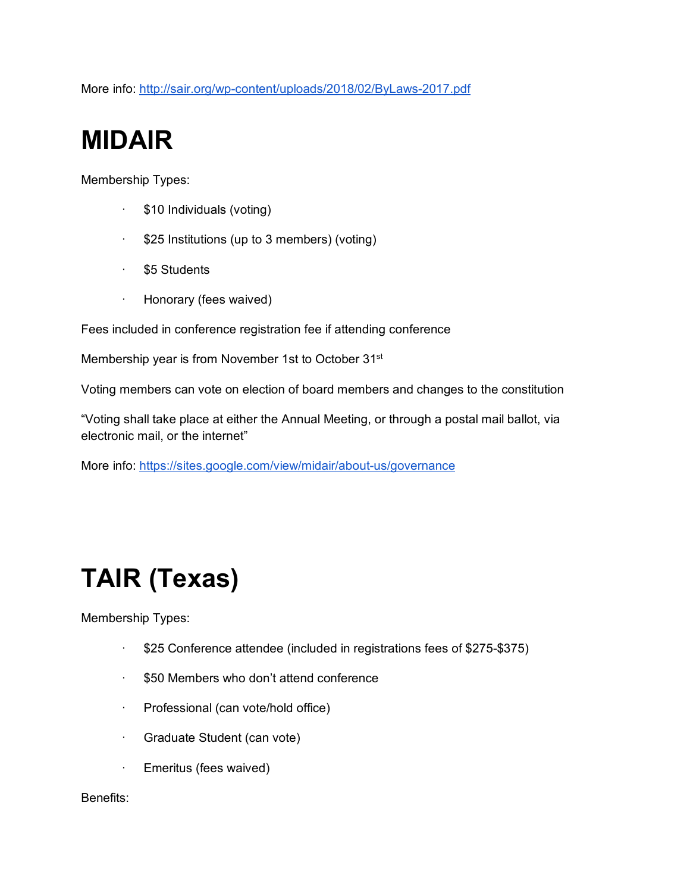More info: http://sair.org/wp-content/uploads/2018/02/ByLaws-2017.pdf

# MIDAIR

Membership Types:

- $10 Individuals (voting)
- $25 Institutions (up to 3 members) (voting)
- $5 Students
- Honorary (fees waived)

Fees included in conference registration fee if attending conference

Membership year is from November 1st to October 31st

Voting members can vote on election of board members and changes to the constitution

“Voting shall take place at either the Annual Meeting, or through a postal mail ballot, via electronic mail, or the internet”

More info: https://sites.google.com/view/midair/about-us/governance

# TAIR (Texas)

Membership Types:

- $25 Conference attendee (included in registrations fees of $275-$375)
- $50 Members who don’t attend conference
- Professional (can vote/hold office)
- Graduate Student (can vote)
- Emeritus (fees waived)

Benefits: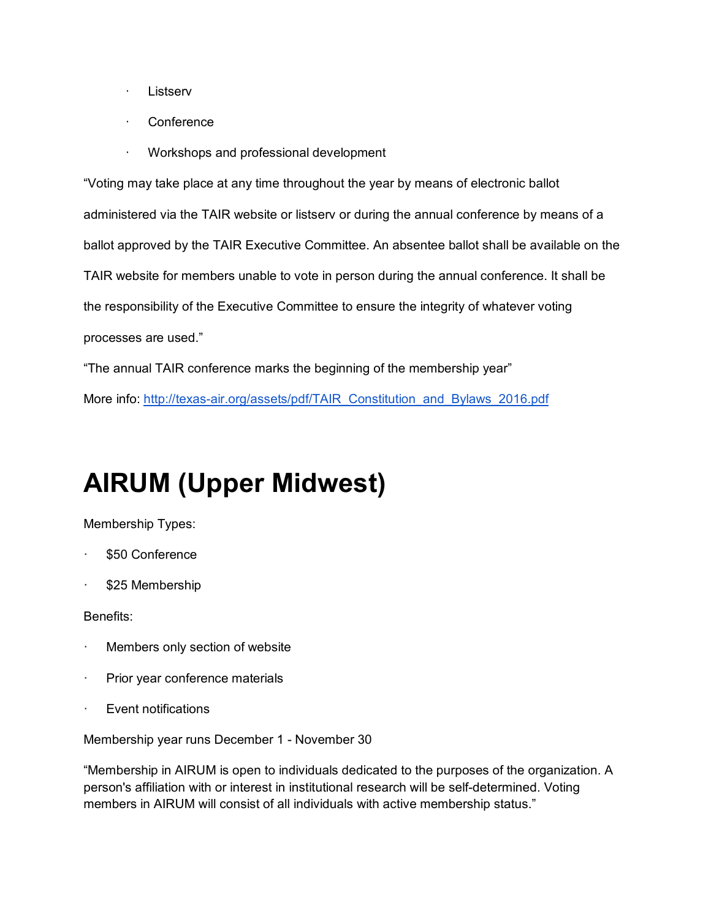- Listserv
- Conference
- Workshops and professional development

“Voting may take place at any time throughout the year by means of electronic ballot administered via the TAIR website or listserv or during the annual conference by means of a ballot approved by the TAIR Executive Committee. An absentee ballot shall be available on the TAIR website for members unable to vote in person during the annual conference. It shall be the responsibility of the Executive Committee to ensure the integrity of whatever voting processes are used.”

“The annual TAIR conference marks the beginning of the membership year”

More info: [http://texas-air.org/assets/pdf/TAIR_Constitution_and_Bylaws_2016.pdf](http://texas-air.org/assets/pdf/TAIR_Constitution_and_Bylaws_2016.pdf)

# AIRUM (Upper Midwest)

Membership Types:

- $50 Conference
- $25 Membership

Benefits:

- Members only section of website
- Prior year conference materials
- Event notifications

Membership year runs December 1 - November 30

“Membership in AIRUM is open to individuals dedicated to the purposes of the organization. A person's affiliation with or interest in institutional research will be self-determined. Voting members in AIRUM will consist of all individuals with active membership status.”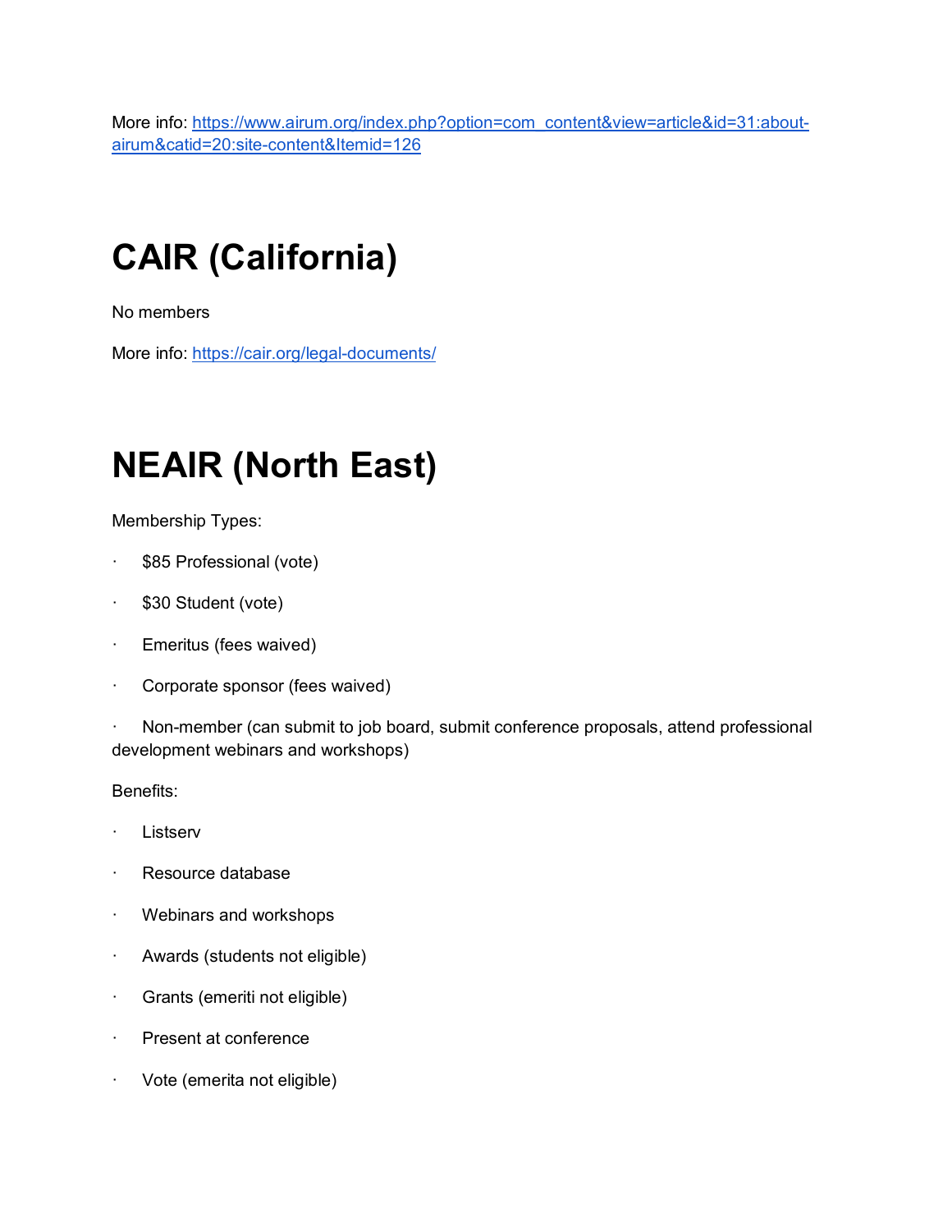More info: [https://www.airum.org/index.php?option=com_content&view=article&id=31:about-airum&catid=20:site-content&Itemid=126](https://www.airum.org/index.php?option=com_content&view=article&id=31:about-airum&catid=20:site-content&Itemid=126)

# CAIR (California)

No members

More info: [https://cair.org/legal-documents/](https://cair.org/legal-documents/)

# NEAIR (North East)

Membership Types:

- $85 Professional (vote)
- $30 Student (vote)
- Emeritus (fees waived)
- Corporate sponsor (fees waived)
- Non-member (can submit to job board, submit conference proposals, attend professional development webinars and workshops)

Benefits:

- Listserv
- Resource database
- Webinars and workshops
- Awards (students not eligible)
- Grants (emeriti not eligible)
- Present at conference
- Vote (emerita not eligible)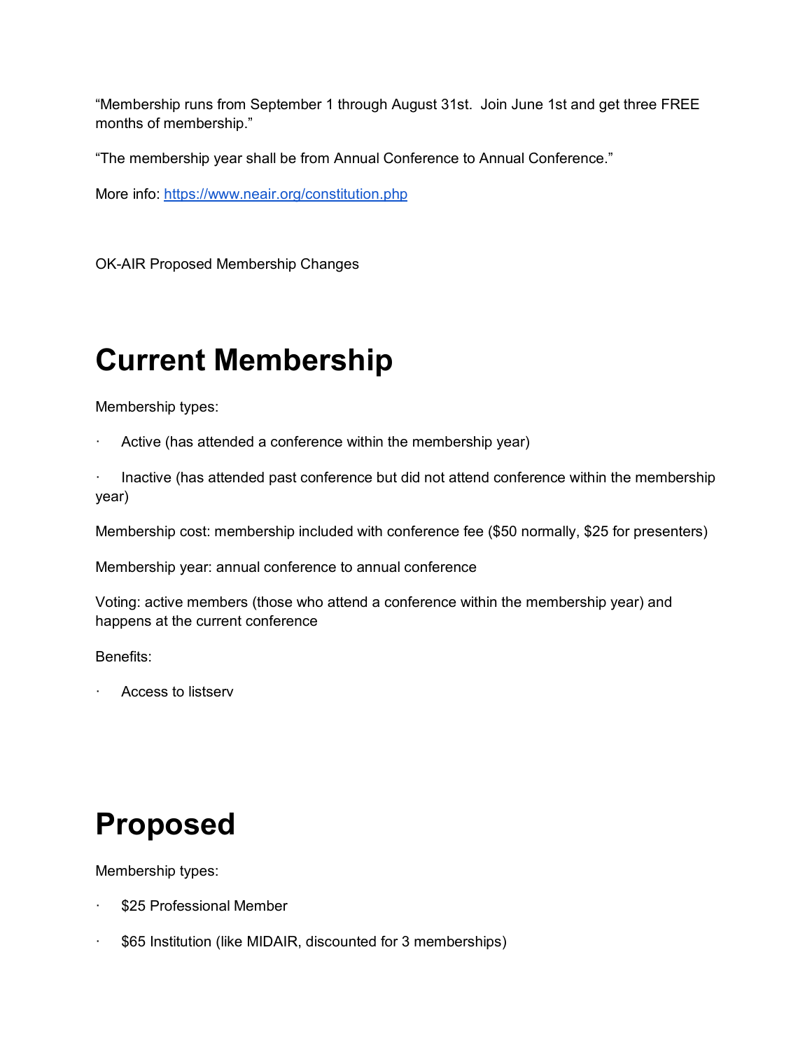“Membership runs from September 1 through August 31st. Join June 1st and get three FREE months of membership.”

“The membership year shall be from Annual Conference to Annual Conference.”

More info: [https://www.neair.org/constitution.php](https://www.neair.org/constitution.php)

OK-AIR Proposed Membership Changes

# Current Membership

Membership types:

- Active (has attended a conference within the membership year)
- Inactive (has attended past conference but did not attend conference within the membership year)

Membership cost: membership included with conference fee ($50 normally, $25 for presenters)

Membership year: annual conference to annual conference

Voting: active members (those who attend a conference within the membership year) and happens at the current conference

Benefits:

- Access to listserv

# Proposed

Membership types:

- $25 Professional Member
- $65 Institution (like MIDAIR, discounted for 3 memberships)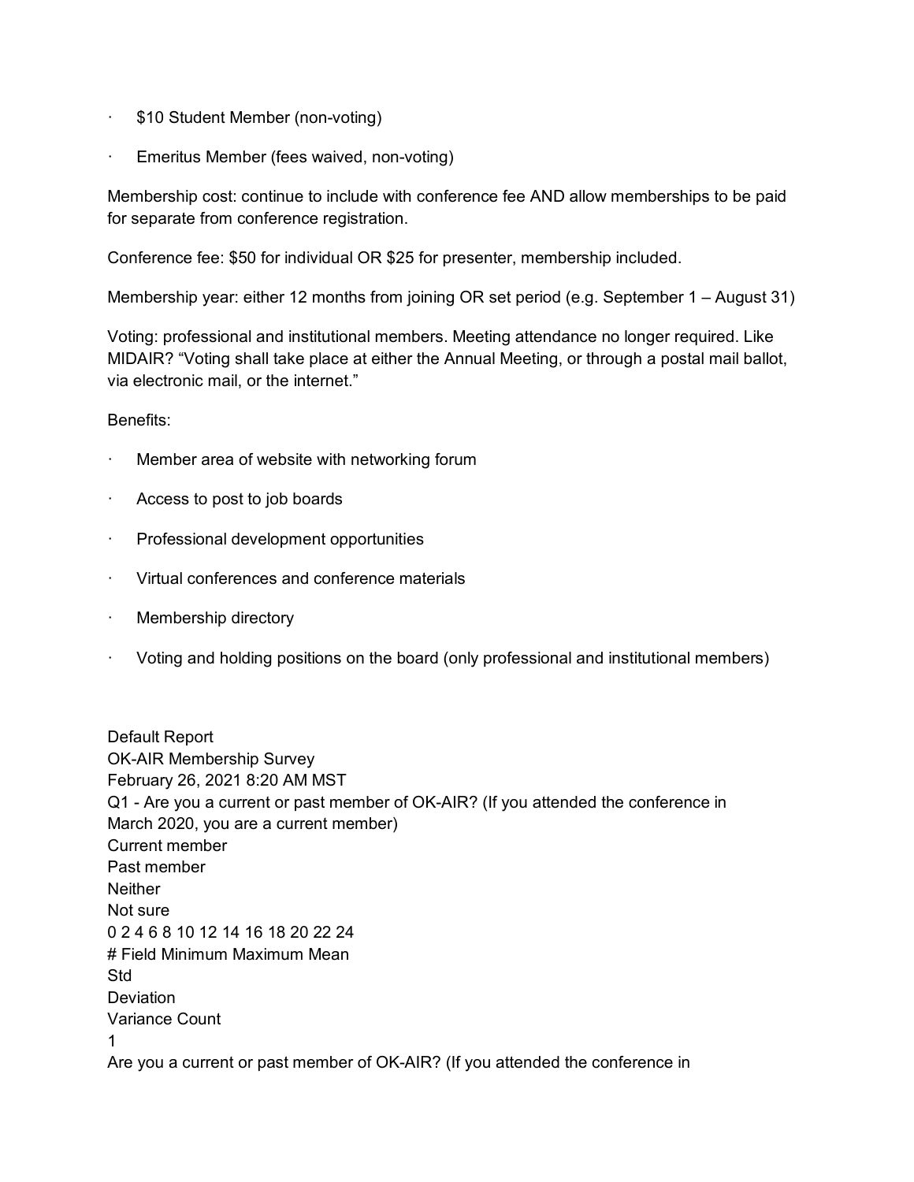- $10 Student Member (non-voting)
- Emeritus Member (fees waived, non-voting)

Membership cost: continue to include with conference fee AND allow memberships to be paid for separate from conference registration.

Conference fee: $50 for individual OR $25 for presenter, membership included.

Membership year: either 12 months from joining OR set period (e.g. September 1 – August 31)

Voting: professional and institutional members. Meeting attendance no longer required. Like MIDAIR? "Voting shall take place at either the Annual Meeting, or through a postal mail ballot, via electronic mail, or the internet."

Benefits:

- Member area of website with networking forum
- Access to post to job boards
- Professional development opportunities
- Virtual conferences and conference materials
- Membership directory
- Voting and holding positions on the board (only professional and institutional members)

Default Report
OK-AIR Membership Survey
February 26, 2021 8:20 AM MST
Q1 - Are you a current or past member of OK-AIR? (If you attended the conference in March 2020, you are a current member)
Current member
Past member
Neither
Not sure
0 2 4 6 8 10 12 14 16 18 20 22 24
# Field Minimum Maximum Mean
Std
Deviation
Variance Count
1
Are you a current or past member of OK-AIR? (If you attended the conference in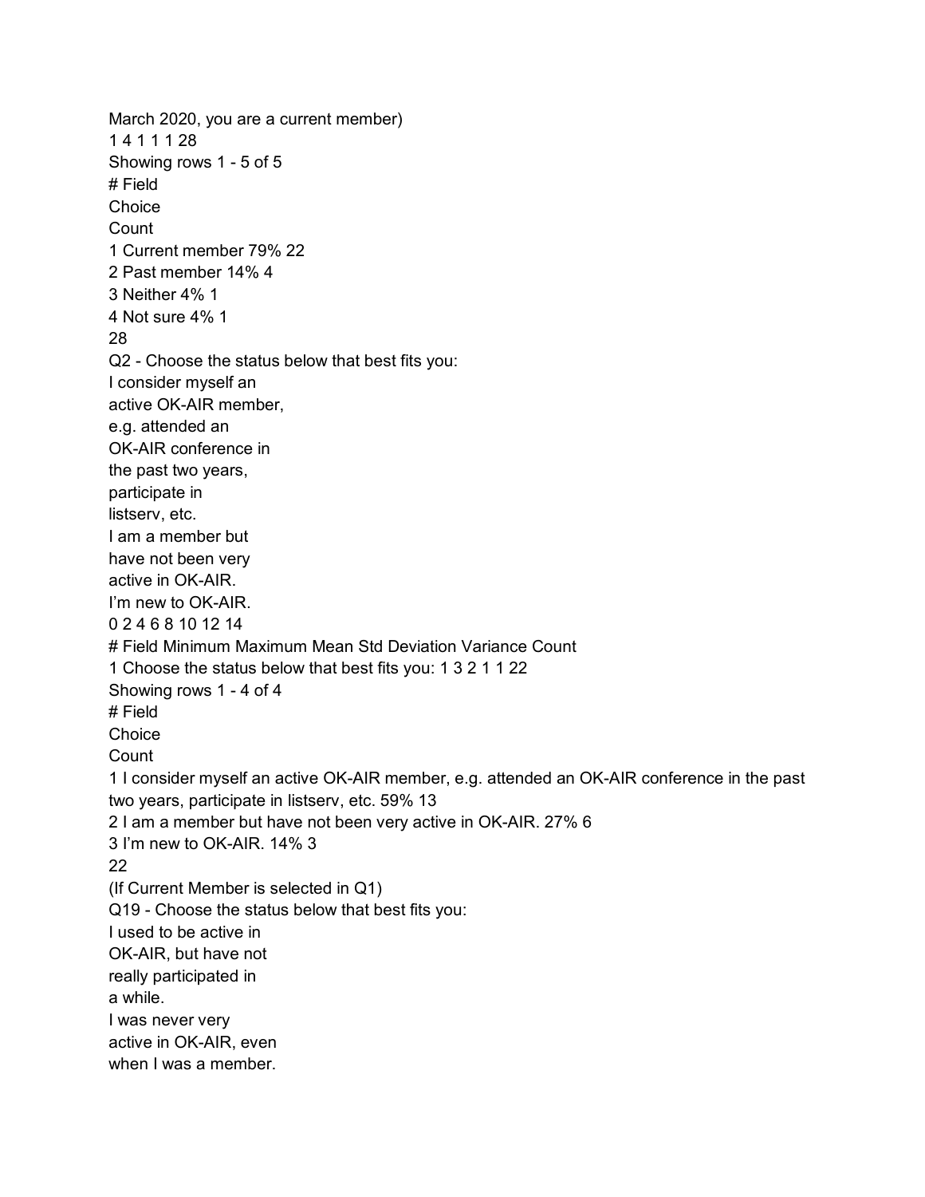March 2020, you are a current member)
1 4 1 1 1 28

Showing rows 1 - 5 of 5

| # | Field | Choice | Count |
|---|---|---|---|
| 1 | Current member | 79% | 22 |
| 2 | Past member | 14% | 4 |
| 3 | Neither | 4% | 1 |
| 4 | Not sure | 4% | 1 |
| | | | 28 |

Q2 - Choose the status below that best fits you:

I consider myself an active OK-AIR member, e.g. attended an OK-AIR conference in the past two years, participate in listserv, etc.

I am a member but have not been very active in OK-AIR.

I'm new to OK-AIR.

0 2 4 6 8 10 12 14

| # | Field | Minimum | Maximum | Mean | Std Deviation | Variance | Count |
|---|---|---|---|---|---|---|---|
| 1 | Choose the status below that best fits you: | 1 | 3 | 2 | 1 | 1 | 22 |

Showing rows 1 - 4 of 4

| # | Field | Choice | Count |
|---|---|---|---|
| 1 | I consider myself an active OK-AIR member, e.g. attended an OK-AIR conference in the past two years, participate in listserv, etc. | 59% | 13 |
| 2 | I am a member but have not been very active in OK-AIR. | 27% | 6 |
| 3 | I'm new to OK-AIR. | 14% | 3 |
| | | | 22 |

(If Current Member is selected in Q1)

Q19 - Choose the status below that best fits you:

I used to be active in OK-AIR, but have not really participated in a while.

I was never very active in OK-AIR, even when I was a member.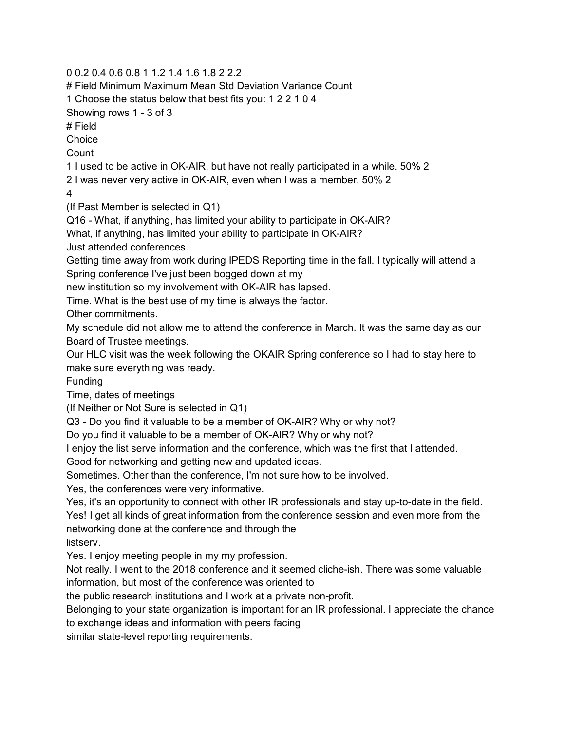0 0.2 0.4 0.6 0.8 1 1.2 1.4 1.6 1.8 2 2.2

| # | Field | Minimum | Maximum | Mean | Std Deviation | Variance | Count |
|---|---|---|---|---|---|---|---|
| 1 | Choose the status below that best fits you: | 1 | 2 | 2 | 1 | 0 | 4 |

Showing rows 1 - 3 of 3

| # | Field | Choice | Count |
|---|---|---|---|
| 1 | I used to be active in OK-AIR, but have not really participated in a while. | 50% | 2 |
| 2 | I was never very active in OK-AIR, even when I was a member. | 50% | 2 |
| | | | 4 |

(If Past Member is selected in Q1)

Q16 - What, if anything, has limited your ability to participate in OK-AIR?

What, if anything, has limited your ability to participate in OK-AIR?

Just attended conferences.

Getting time away from work during IPEDS Reporting time in the fall. I typically will attend a Spring conference I've just been bogged down at my new institution so my involvement with OK-AIR has lapsed.

Time. What is the best use of my time is always the factor.

Other commitments.

My schedule did not allow me to attend the conference in March. It was the same day as our Board of Trustee meetings.

Our HLC visit was the week following the OKAIR Spring conference so I had to stay here to make sure everything was ready.

Funding

Time, dates of meetings

(If Neither or Not Sure is selected in Q1)

Q3 - Do you find it valuable to be a member of OK-AIR? Why or why not?

Do you find it valuable to be a member of OK-AIR? Why or why not?

I enjoy the list serve information and the conference, which was the first that I attended.

Good for networking and getting new and updated ideas.

Sometimes. Other than the conference, I'm not sure how to be involved.

Yes, the conferences were very informative.

Yes, it's an opportunity to connect with other IR professionals and stay up-to-date in the field.

Yes! I get all kinds of great information from the conference session and even more from the networking done at the conference and through the listserv.

Yes. I enjoy meeting people in my my profession.

Not really. I went to the 2018 conference and it seemed cliche-ish. There was some valuable information, but most of the conference was oriented to the public research institutions and I work at a private non-profit.

Belonging to your state organization is important for an IR professional. I appreciate the chance to exchange ideas and information with peers facing similar state-level reporting requirements.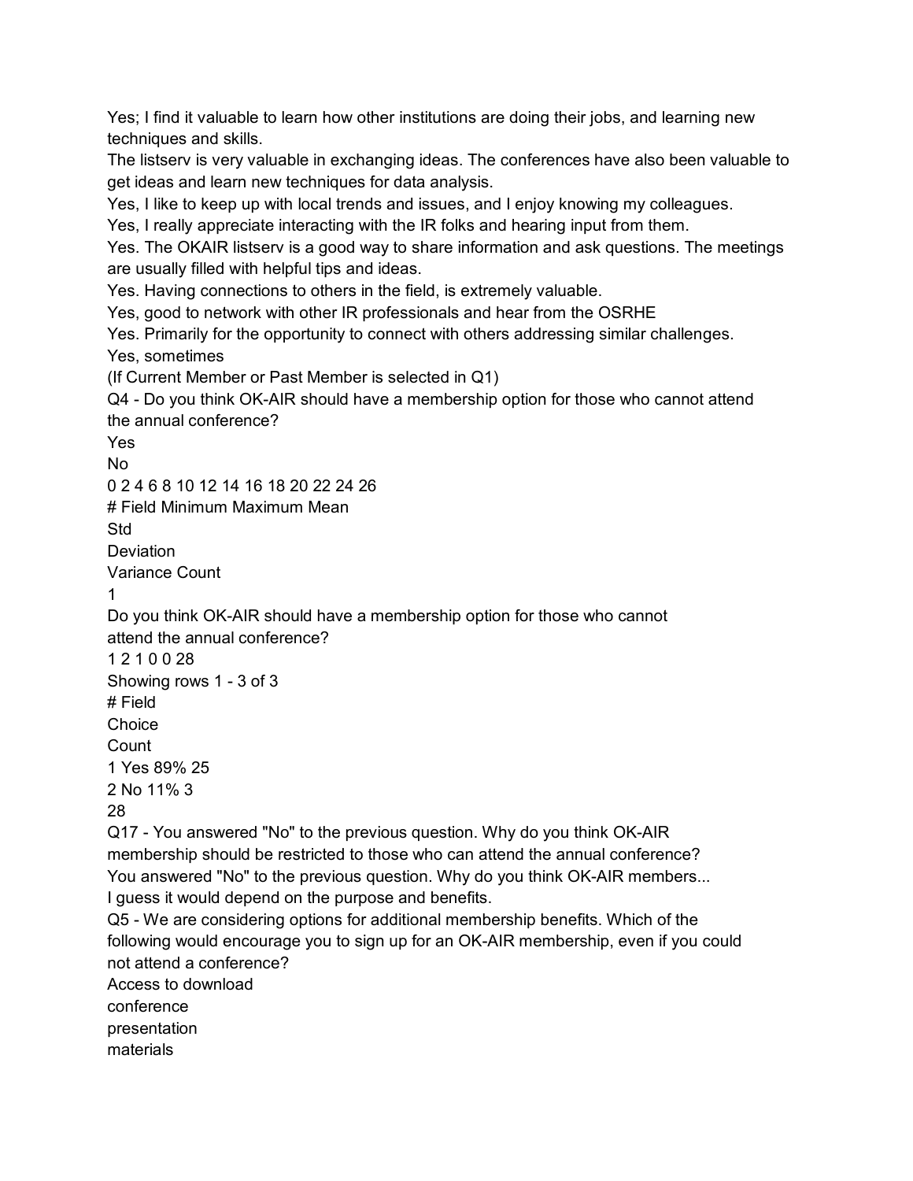Yes; I find it valuable to learn how other institutions are doing their jobs, and learning new techniques and skills.

The listserv is very valuable in exchanging ideas. The conferences have also been valuable to get ideas and learn new techniques for data analysis.

Yes, I like to keep up with local trends and issues, and I enjoy knowing my colleagues.

Yes, I really appreciate interacting with the IR folks and hearing input from them.

Yes. The OKAIR listserv is a good way to share information and ask questions. The meetings are usually filled with helpful tips and ideas.

Yes. Having connections to others in the field, is extremely valuable.

Yes, good to network with other IR professionals and hear from the OSRHE

Yes. Primarily for the opportunity to connect with others addressing similar challenges.

Yes, sometimes

(If Current Member or Past Member is selected in Q1)

Q4 - Do you think OK-AIR should have a membership option for those who cannot attend the annual conference?

Yes

No

0 2 4 6 8 10 12 14 16 18 20 22 24 26

| # | Field | Minimum | Maximum | Mean | Std Deviation | Variance | Count |
|---|---|---|---|---|---|---|---|
| 1 | Do you think OK-AIR should have a membership option for those who cannot attend the annual conference? | 1 | 2 | 1 | 0 | 0 | 28 |

Showing rows 1 - 3 of 3

| # | Field | Choice Count | |
|---|---|---|---|
| 1 | Yes | 89% | 25 |
| 2 | No | 11% | 3 |
| | | | 28 |

Q17 - You answered "No" to the previous question. Why do you think OK-AIR membership should be restricted to those who can attend the annual conference?

You answered "No" to the previous question. Why do you think OK-AIR members...

I guess it would depend on the purpose and benefits.

Q5 - We are considering options for additional membership benefits. Which of the following would encourage you to sign up for an OK-AIR membership, even if you could not attend a conference?

Access to download conference presentation materials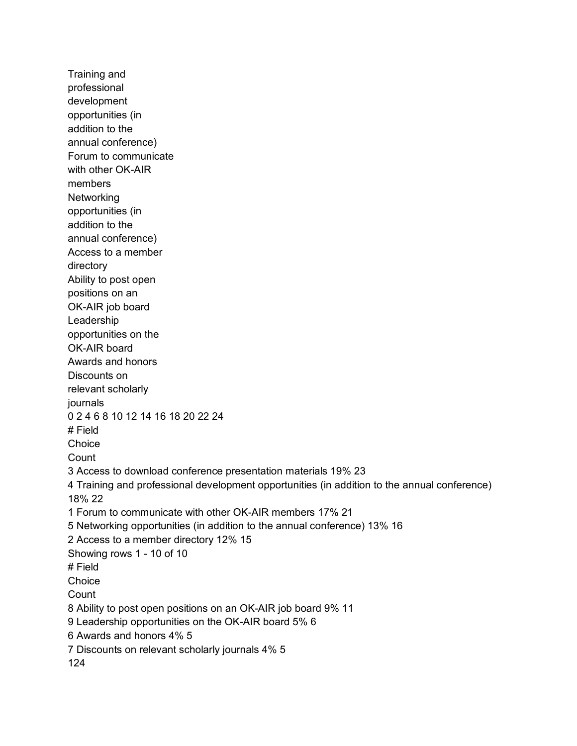Training and professional development opportunities (in addition to the annual conference)

Forum to communicate with other OK-AIR members

Networking opportunities (in addition to the annual conference)

Access to a member directory

Ability to post open positions on an OK-AIR job board

Leadership opportunities on the OK-AIR board

Awards and honors

Discounts on relevant scholarly journals

0 2 4 6 8 10 12 14 16 18 20 22 24

| # | Field | Choice Count | |
|---|---|---|---|
| 3 | Access to download conference presentation materials | 19% | 23 |
| 4 | Training and professional development opportunities (in addition to the annual conference) | 18% | 22 |
| 1 | Forum to communicate with other OK-AIR members | 17% | 21 |
| 5 | Networking opportunities (in addition to the annual conference) | 13% | 16 |
| 2 | Access to a member directory | 12% | 15 |
| 8 | Ability to post open positions on an OK-AIR job board | 9% | 11 |
| 9 | Leadership opportunities on the OK-AIR board | 5% | 6 |
| 6 | Awards and honors | 4% | 5 |
| 7 | Discounts on relevant scholarly journals | 4% | 5 |
| | | | 124 |

Showing rows 1 - 10 of 10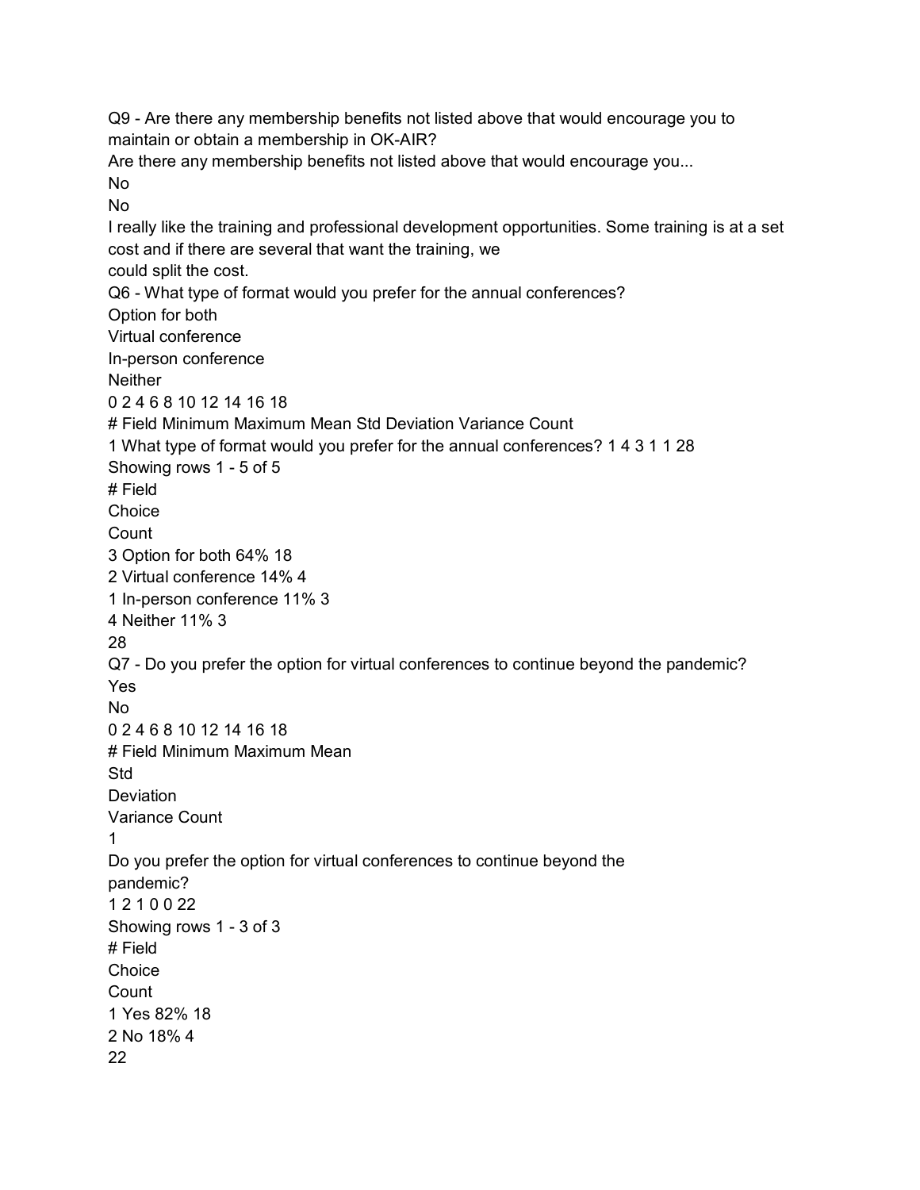Q9 - Are there any membership benefits not listed above that would encourage you to maintain or obtain a membership in OK-AIR?

Are there any membership benefits not listed above that would encourage you...

No

No

I really like the training and professional development opportunities. Some training is at a set cost and if there are several that want the training, we could split the cost.

Q6 - What type of format would you prefer for the annual conferences?

Option for both

Virtual conference

In-person conference

Neither

0 2 4 6 8 10 12 14 16 18

| # | Field | Minimum | Maximum | Mean | Std Deviation | Variance | Count |
|---|---|---|---|---|---|---|---|
| 1 | What type of format would you prefer for the annual conferences? | 1 | 4 | 3 | 1 | 1 | 28 |

Showing rows 1 - 5 of 5

| # | Field | Choice Count | |
|---|---|---|---|
| 3 | Option for both | 64% | 18 |
| 2 | Virtual conference | 14% | 4 |
| 1 | In-person conference | 11% | 3 |
| 4 | Neither | 11% | 3 |
| | | | 28 |

Q7 - Do you prefer the option for virtual conferences to continue beyond the pandemic?

Yes

No

0 2 4 6 8 10 12 14 16 18

| # | Field | Minimum | Maximum | Mean | Std Deviation | Variance | Count |
|---|---|---|---|---|---|---|---|
| 1 | Do you prefer the option for virtual conferences to continue beyond the pandemic? | 1 | 2 | 1 | 0 | 0 | 22 |

Showing rows 1 - 3 of 3

| # | Field | Choice Count | |
|---|---|---|---|
| 1 | Yes | 82% | 18 |
| 2 | No | 18% | 4 |
| | | | 22 |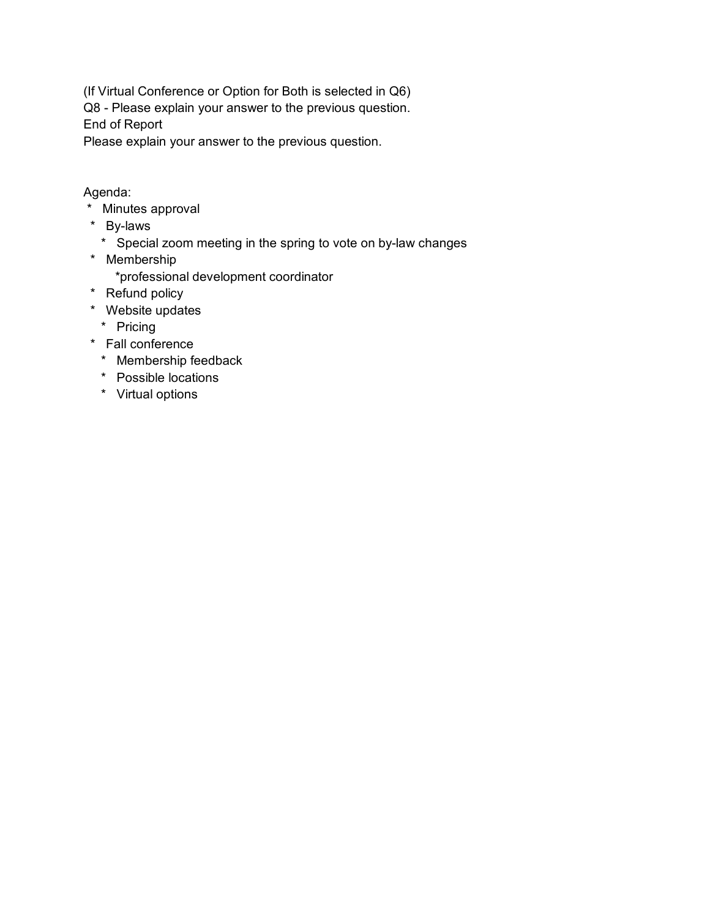(If Virtual Conference or Option for Both is selected in Q6)
Q8 - Please explain your answer to the previous question.
End of Report
Please explain your answer to the previous question.

Agenda:

* Minutes approval
* By-laws
  * Special zoom meeting in the spring to vote on by-law changes
* Membership
  * professional development coordinator
* Refund policy
* Website updates
  * Pricing
* Fall conference
  * Membership feedback
  * Possible locations
  * Virtual options